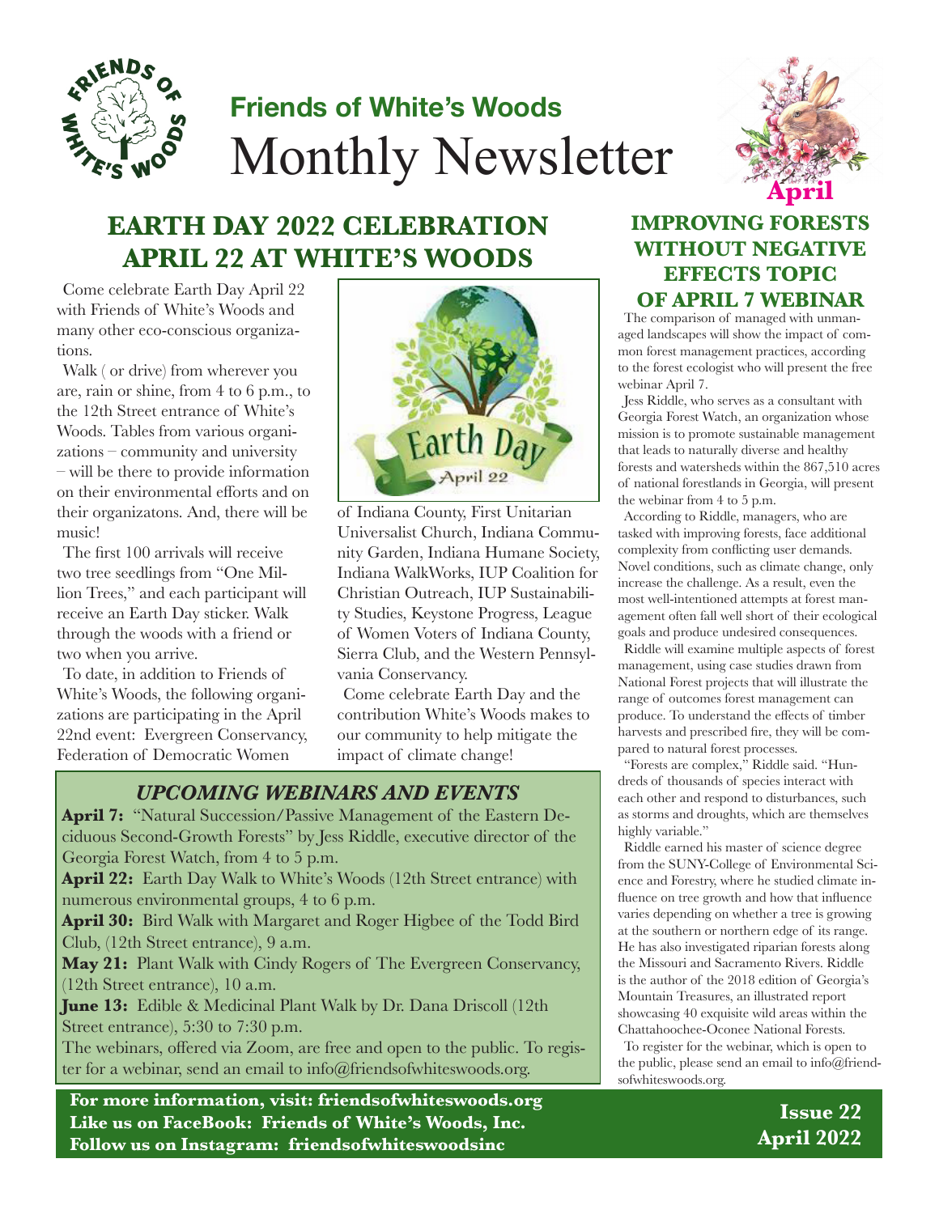# Friends of White's Woods

# Monthly Newsletter

April

## EARTH DAY 2022 CELEBRATION APRIL 22 AT WHITE'S WOODS

Come celebrate Earth Day April 22 with Friends of White's Woods and many other eco-conscious organizations.

Walk ( or drive) from wherever you are, rain or shine, from 4 to 6 p.m., to the 12th Street entrance of White's Woods. Tables from various organizations – community and university – will be there to provide information on their environmental efforts and on their organizatons. And, there will be music!

The first 100 arrivals will receive two tree seedlings from "One Million Trees," and each participant will receive an Earth Day sticker. Walk through the woods with a friend or two when you arrive.

To date, in addition to Friends of White's Woods, the following organizations are participating in the April 22nd event: Evergreen Conservancy, Federation of Democratic Women of Indiana County, First Unitarian Universalist Church, Indiana Community Garden, Indiana Humane Society, Indiana WalkWorks, IUP Coalition for Christian Outreach, IUP Sustainability Studies, Keystone Progress, League of Women Voters of Indiana County, Sierra Club, and the Western Pennsylvania Conservancy.

Come celebrate Earth Day and the contribution White's Woods makes to our community to help mitigate the impact of climate change!

### *UPCOMING WEBINARS AND EVENTS*

**April 7:** "Natural Succession/Passive Management of the Eastern Deciduous Second-Growth Forests" by Jess Riddle, executive director of the Georgia Forest Watch, from 4 to 5 p.m.

**April 22:** Earth Day Walk to White's Woods (12th Street entrance) with numerous environmental groups, 4 to 6 p.m.

**April 30:** Bird Walk with Margaret and Roger Higbee of the Todd Bird Club, (12th Street entrance), 9 a.m.

**May 21:** Plant Walk with Cindy Rogers of The Evergreen Conservancy, (12th Street entrance), 10 a.m.

**June 13:** Edible & Medicinal Plant Walk by Dr. Dana Driscoll (12th Street entrance), 5:30 to 7:30 p.m.

The webinars, offered via Zoom, are free and open to the public. To register for a webinar, send an email to info@friendsofwhiteswoods.org.

## IMPROVING FORESTS WITHOUT NEGATIVE EFFECTS TOPIC OF APRIL 7 WEBINAR

The comparison of managed with unmanaged landscapes will show the impact of common forest management practices, according to the forest ecologist who will present the free webinar April 7.

Jess Riddle, who serves as a consultant with Georgia Forest Watch, an organization whose mission is to promote sustainable management that leads to naturally diverse and healthy forests and watersheds within the 867,510 acres of national forestlands in Georgia, will present the webinar from 4 to 5 p.m.

According to Riddle, managers, who are tasked with improving forests, face additional complexity from conflicting user demands. Novel conditions, such as climate change, only increase the challenge. As a result, even the most well-intentioned attempts at forest management often fall well short of their ecological goals and produce undesired consequences.

Riddle will examine multiple aspects of forest management, using case studies drawn from National Forest projects that will illustrate the range of outcomes forest management can produce. To understand the effects of timber harvests and prescribed fire, they will be compared to natural forest processes.

"Forests are complex," Riddle said. "Hundreds of thousands of species interact with each other and respond to disturbances, such as storms and droughts, which are themselves highly variable."

Riddle earned his master of science degree from the SUNY-College of Environmental Science and Forestry, where he studied climate influence on tree growth and how that influence varies depending on whether a tree is growing at the southern or northern edge of its range. He has also investigated riparian forests along the Missouri and Sacramento Rivers. Riddle is the author of the 2018 edition of Georgia's Mountain Treasures, an illustrated report showcasing 40 exquisite wild areas within the Chattahoochee-Oconee National Forests.

To register for the webinar, which is open to the public, please send an email to info@friendsofwhiteswoods.org.

**For more information, visit: friendsofwhiteswoods.org**
**Like us on FaceBook: Friends of White's Woods, Inc.**
**Follow us on Instagram: friendsofwhiteswoodsinc**

**Issue 22**
**April 2022**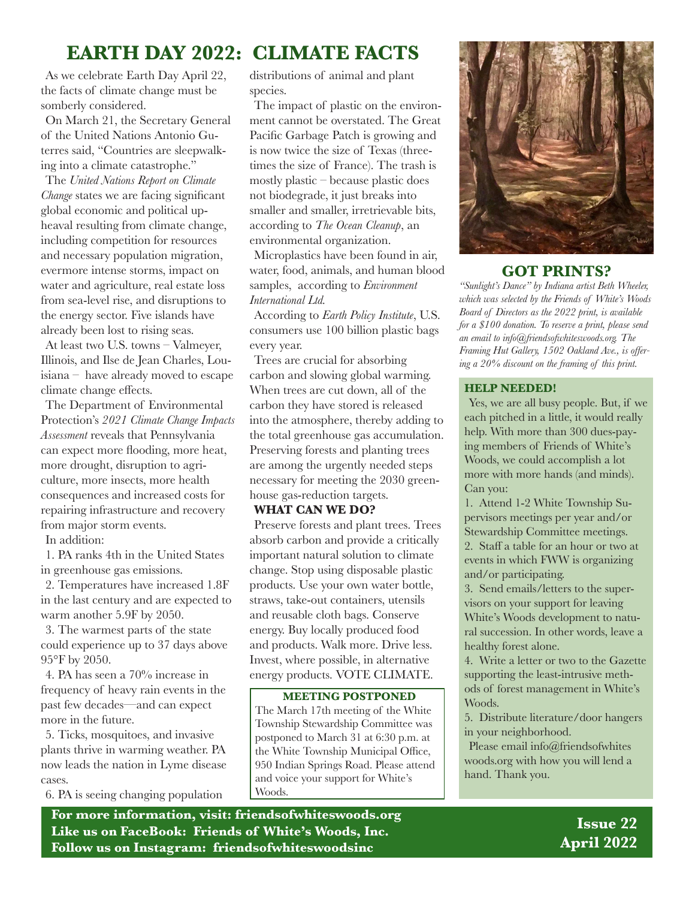# EARTH DAY 2022: CLIMATE FACTS

As we celebrate Earth Day April 22, the facts of climate change must be somberly considered.

On March 21, the Secretary General of the United Nations Antonio Guterres said, "Countries are sleepwalking into a climate catastrophe."

The *United Nations Report on Climate Change* states we are facing significant global economic and political upheaval resulting from climate change, including competition for resources and necessary population migration, evermore intense storms, impact on water and agriculture, real estate loss from sea-level rise, and disruptions to the energy sector. Five islands have already been lost to rising seas.

At least two U.S. towns – Valmeyer, Illinois, and Ilse de Jean Charles, Louisiana – have already moved to escape climate change effects.

The Department of Environmental Protection's *2021 Climate Change Impacts Assessment* reveals that Pennsylvania can expect more flooding, more heat, more drought, disruption to agriculture, more insects, more health consequences and increased costs for repairing infrastructure and recovery from major storm events.

In addition:

1. PA ranks 4th in the United States in greenhouse gas emissions.
2. Temperatures have increased 1.8F in the last century and are expected to warm another 5.9F by 2050.
3. The warmest parts of the state could experience up to 37 days above 95°F by 2050.
4. PA has seen a 70% increase in frequency of heavy rain events in the past few decades—and can expect more in the future.
5. Ticks, mosquitoes, and invasive plants thrive in warming weather. PA now leads the nation in Lyme disease cases.
6. PA is seeing changing population distributions of animal and plant species.

The impact of plastic on the environment cannot be overstated. The Great Pacific Garbage Patch is growing and is now twice the size of Texas (three-times the size of France). The trash is mostly plastic – because plastic does not biodegrade, it just breaks into smaller and smaller, irretrievable bits, according to *The Ocean Cleanup*, an environmental organization.

Microplastics have been found in air, water, food, animals, and human blood samples, according to *Environment International Ltd.*

According to *Earth Policy Institute*, U.S. consumers use 100 billion plastic bags every year.

Trees are crucial for absorbing carbon and slowing global warming. When trees are cut down, all of the carbon they have stored is released into the atmosphere, thereby adding to the total greenhouse gas accumulation. Preserving forests and planting trees are among the urgently needed steps necessary for meeting the 2030 greenhouse gas-reduction targets.

**WHAT CAN WE DO?**

Preserve forests and plant trees. Trees absorb carbon and provide a critically important natural solution to climate change. Stop using disposable plastic products. Use your own water bottle, straws, take-out containers, utensils and reusable cloth bags. Conserve energy. Buy locally produced food and products. Walk more. Drive less. Invest, where possible, in alternative energy products. VOTE CLIMATE.

**MEETING POSTPONED**

The March 17th meeting of the White Township Stewardship Committee was postponed to March 31 at 6:30 p.m. at the White Township Municipal Office, 950 Indian Springs Road. Please attend and voice your support for White's Woods.

## GOT PRINTS?

*"Sunlight's Dance" by Indiana artist Beth Wheeler, which was selected by the Friends of White's Woods Board of Directors as the 2022 print, is available for a $100 donation. To reserve a print, please send an email to info@friendsofwhiteswoods.org. The Framing Hut Gallery, 1502 Oakland Ave., is offering a 20% discount on the framing of this print.*

**HELP NEEDED!**

Yes, we are all busy people. But, if we each pitched in a little, it would really help. With more than 300 dues-paying members of Friends of White's Woods, we could accomplish a lot more with more hands (and minds). Can you:

1. Attend 1-2 White Township Supervisors meetings per year and/or Stewardship Committee meetings.
2. Staff a table for an hour or two at events in which FWW is organizing and/or participating.
3. Send emails/letters to the supervisors on your support for leaving White's Woods development to natural succession. In other words, leave a healthy forest alone.
4. Write a letter or two to the Gazette supporting the least-intrusive methods of forest management in White's Woods.
5. Distribute literature/door hangers in your neighborhood.

Please email info@friendsofwhiteswoods.org with how you will lend a hand. Thank you.

**For more information, visit: friendsofwhiteswoods.org**
**Like us on FaceBook: Friends of White's Woods, Inc.**
**Follow us on Instagram: friendsofwhiteswoodsinc**